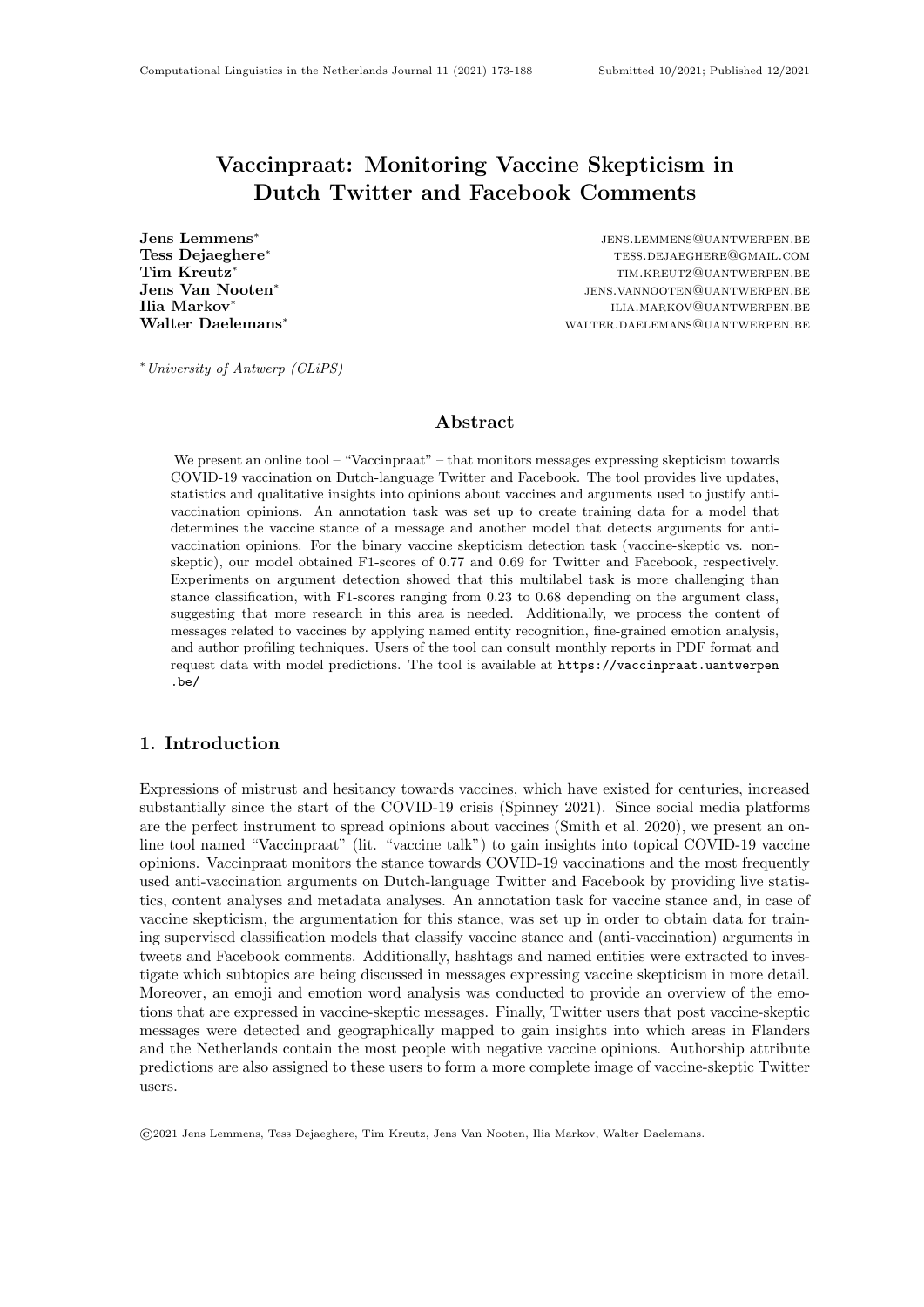# Vaccinpraat: Monitoring Vaccine Skepticism in Dutch Twitter and Facebook Comments

**Jens Lemmens**[*] jens.lemmens@uantwerpen.be
**Tess Dejaeghere**[*] tess.dejaeghere@gmail.com
**Tim Kreutz**[*] tim.kreutz@uantwerpen.be
**Jens Van Nooten**[*] jens.vannooten@uantwerpen.be
**Ilia Markov**[*] ilia.markov@uantwerpen.be
**Walter Daelemans**[*] walter.daelemans@uantwerpen.be

[*] *University of Antwerp (CLiPS)*

## Abstract

We present an online tool – "Vaccinpraat" – that monitors messages expressing skepticism towards COVID-19 vaccination on Dutch-language Twitter and Facebook. The tool provides live updates, statistics and qualitative insights into opinions about vaccines and arguments used to justify anti-vaccination opinions. An annotation task was set up to create training data for a model that determines the vaccine stance of a message and another model that detects arguments for anti-vaccination opinions. For the binary vaccine skepticism detection task (vaccine-skeptic vs. non-skeptic), our model obtained F1-scores of 0.77 and 0.69 for Twitter and Facebook, respectively. Experiments on argument detection showed that this multilabel task is more challenging than stance classification, with F1-scores ranging from 0.23 to 0.68 depending on the argument class, suggesting that more research in this area is needed. Additionally, we process the content of messages related to vaccines by applying named entity recognition, fine-grained emotion analysis, and author profiling techniques. Users of the tool can consult monthly reports in PDF format and request data with model predictions. The tool is available at https://vaccinpraat.uantwerpen.be/

## 1. Introduction

Expressions of mistrust and hesitancy towards vaccines, which have existed for centuries, increased substantially since the start of the COVID-19 crisis (Spinney 2021). Since social media platforms are the perfect instrument to spread opinions about vaccines (Smith et al. 2020), we present an online tool named "Vaccinpraat" (lit. "vaccine talk") to gain insights into topical COVID-19 vaccine opinions. Vaccinpraat monitors the stance towards COVID-19 vaccinations and the most frequently used anti-vaccination arguments on Dutch-language Twitter and Facebook by providing live statistics, content analyses and metadata analyses. An annotation task for vaccine stance and, in case of vaccine skepticism, the argumentation for this stance, was set up in order to obtain data for training supervised classification models that classify vaccine stance and (anti-vaccination) arguments in tweets and Facebook comments. Additionally, hashtags and named entities were extracted to investigate which subtopics are being discussed in messages expressing vaccine skepticism in more detail. Moreover, an emoji and emotion word analysis was conducted to provide an overview of the emotions that are expressed in vaccine-skeptic messages. Finally, Twitter users that post vaccine-skeptic messages were detected and geographically mapped to gain insights into which areas in Flanders and the Netherlands contain the most people with negative vaccine opinions. Authorship attribute predictions are also assigned to these users to form a more complete image of vaccine-skeptic Twitter users.

©2021 Jens Lemmens, Tess Dejaeghere, Tim Kreutz, Jens Van Nooten, Ilia Markov, Walter Daelemans.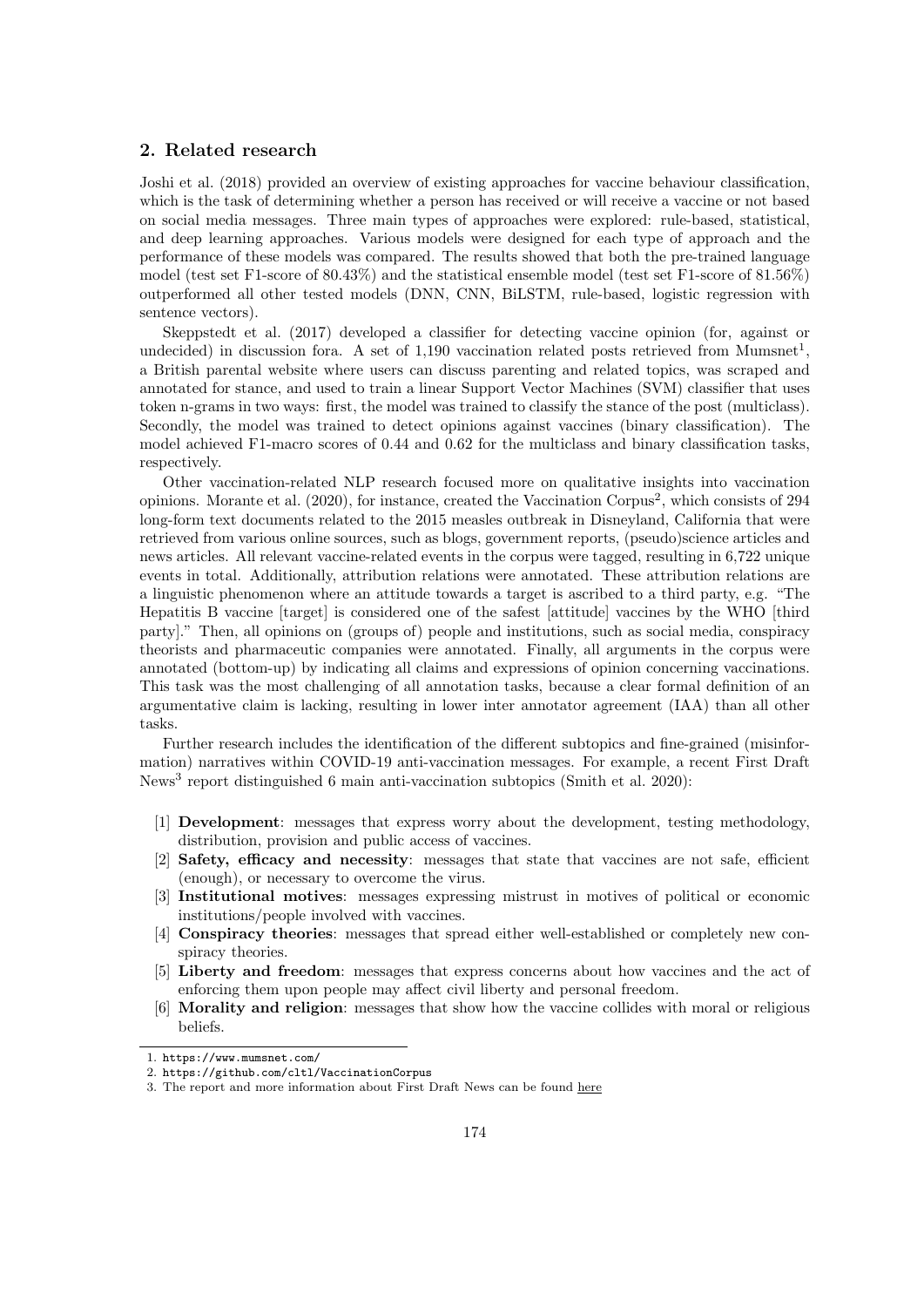## 2. Related research

Joshi et al. (2018) provided an overview of existing approaches for vaccine behaviour classification, which is the task of determining whether a person has received or will receive a vaccine or not based on social media messages. Three main types of approaches were explored: rule-based, statistical, and deep learning approaches. Various models were designed for each type of approach and the performance of these models was compared. The results showed that both the pre-trained language model (test set F1-score of 80.43%) and the statistical ensemble model (test set F1-score of 81.56%) outperformed all other tested models (DNN, CNN, BiLSTM, rule-based, logistic regression with sentence vectors).

Skeppstedt et al. (2017) developed a classifier for detecting vaccine opinion (for, against or undecided) in discussion fora. A set of 1,190 vaccination related posts retrieved from Mumsnet[1], a British parental website where users can discuss parenting and related topics, was scraped and annotated for stance, and used to train a linear Support Vector Machines (SVM) classifier that uses token n-grams in two ways: first, the model was trained to classify the stance of the post (multiclass). Secondly, the model was trained to detect opinions against vaccines (binary classification). The model achieved F1-macro scores of 0.44 and 0.62 for the multiclass and binary classification tasks, respectively.

Other vaccination-related NLP research focused more on qualitative insights into vaccination opinions. Morante et al. (2020), for instance, created the Vaccination Corpus[2], which consists of 294 long-form text documents related to the 2015 measles outbreak in Disneyland, California that were retrieved from various online sources, such as blogs, government reports, (pseudo)science articles and news articles. All relevant vaccine-related events in the corpus were tagged, resulting in 6,722 unique events in total. Additionally, attribution relations were annotated. These attribution relations are a linguistic phenomenon where an attitude towards a target is ascribed to a third party, e.g. "The Hepatitis B vaccine [target] is considered one of the safest [attitude] vaccines by the WHO [third party]." Then, all opinions on (groups of) people and institutions, such as social media, conspiracy theorists and pharmaceutic companies were annotated. Finally, all arguments in the corpus were annotated (bottom-up) by indicating all claims and expressions of opinion concerning vaccinations. This task was the most challenging of all annotation tasks, because a clear formal definition of an argumentative claim is lacking, resulting in lower inter annotator agreement (IAA) than all other tasks.

Further research includes the identification of the different subtopics and fine-grained (misinformation) narratives within COVID-19 anti-vaccination messages. For example, a recent First Draft News[3] report distinguished 6 main anti-vaccination subtopics (Smith et al. 2020):

[1] **Development**: messages that express worry about the development, testing methodology, distribution, provision and public access of vaccines.

[2] **Safety, efficacy and necessity**: messages that state that vaccines are not safe, efficient (enough), or necessary to overcome the virus.

[3] **Institutional motives**: messages expressing mistrust in motives of political or economic institutions/people involved with vaccines.

[4] **Conspiracy theories**: messages that spread either well-established or completely new conspiracy theories.

[5] **Liberty and freedom**: messages that express concerns about how vaccines and the act of enforcing them upon people may affect civil liberty and personal freedom.

[6] **Morality and religion**: messages that show how the vaccine collides with moral or religious beliefs.

---

1. https://www.mumsnet.com/
2. https://github.com/cltl/VaccinationCorpus
3. The report and more information about First Draft News can be found here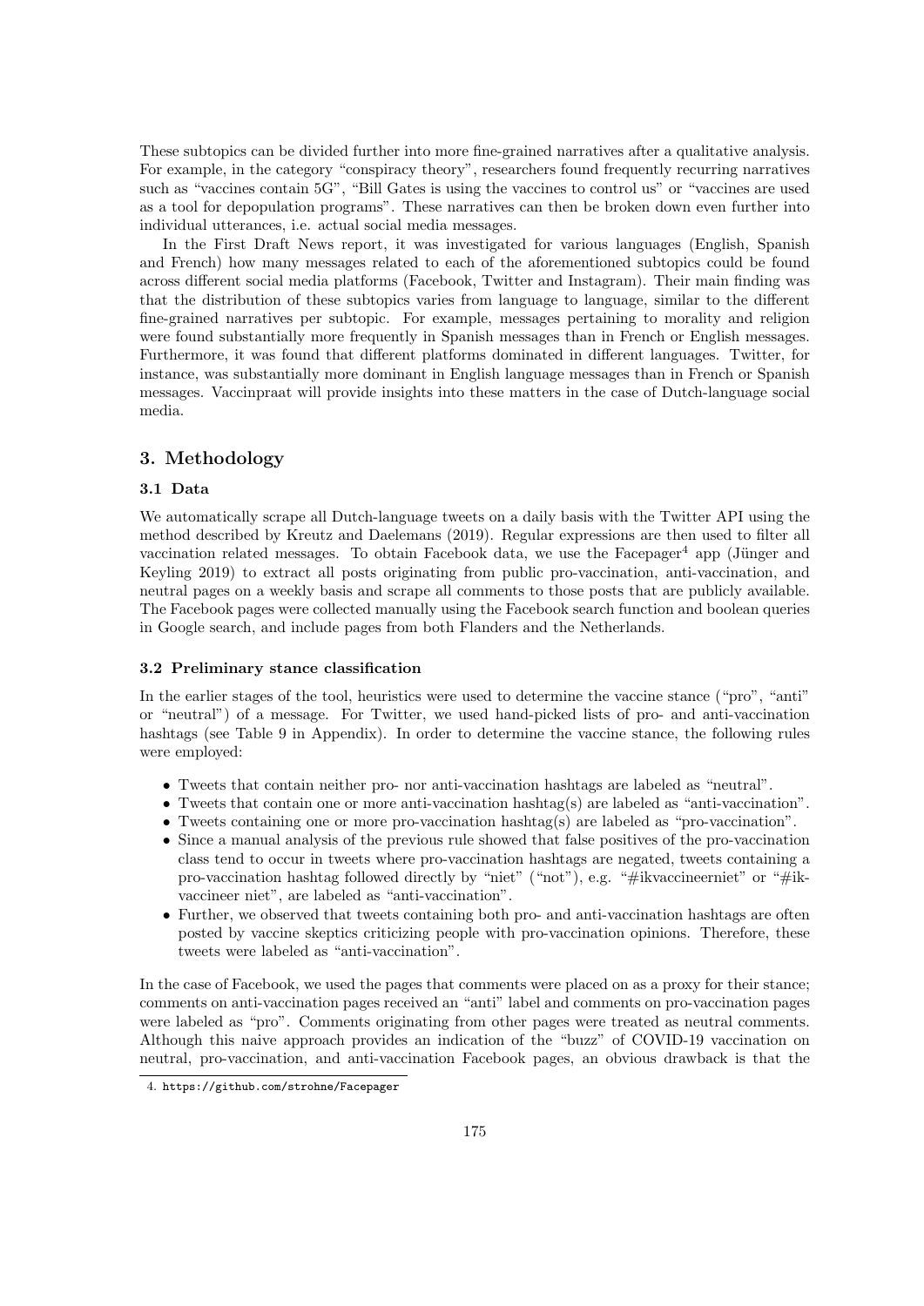These subtopics can be divided further into more fine-grained narratives after a qualitative analysis. For example, in the category "conspiracy theory", researchers found frequently recurring narratives such as "vaccines contain 5G", "Bill Gates is using the vaccines to control us" or "vaccines are used as a tool for depopulation programs". These narratives can then be broken down even further into individual utterances, i.e. actual social media messages.

In the First Draft News report, it was investigated for various languages (English, Spanish and French) how many messages related to each of the aforementioned subtopics could be found across different social media platforms (Facebook, Twitter and Instagram). Their main finding was that the distribution of these subtopics varies from language to language, similar to the different fine-grained narratives per subtopic. For example, messages pertaining to morality and religion were found substantially more frequently in Spanish messages than in French or English messages. Furthermore, it was found that different platforms dominated in different languages. Twitter, for instance, was substantially more dominant in English language messages than in French or Spanish messages. Vaccinpraat will provide insights into these matters in the case of Dutch-language social media.

## 3. Methodology

### 3.1 Data

We automatically scrape all Dutch-language tweets on a daily basis with the Twitter API using the method described by Kreutz and Daelemans (2019). Regular expressions are then used to filter all vaccination related messages. To obtain Facebook data, we use the Facepager[4] app (Jünger and Keyling 2019) to extract all posts originating from public pro-vaccination, anti-vaccination, and neutral pages on a weekly basis and scrape all comments to those posts that are publicly available. The Facebook pages were collected manually using the Facebook search function and boolean queries in Google search, and include pages from both Flanders and the Netherlands.

### 3.2 Preliminary stance classification

In the earlier stages of the tool, heuristics were used to determine the vaccine stance ("pro", "anti" or "neutral") of a message. For Twitter, we used hand-picked lists of pro- and anti-vaccination hashtags (see Table 9 in Appendix). In order to determine the vaccine stance, the following rules were employed:

- Tweets that contain neither pro- nor anti-vaccination hashtags are labeled as "neutral".
- Tweets that contain one or more anti-vaccination hashtag(s) are labeled as "anti-vaccination".
- Tweets containing one or more pro-vaccination hashtag(s) are labeled as "pro-vaccination".
- Since a manual analysis of the previous rule showed that false positives of the pro-vaccination class tend to occur in tweets where pro-vaccination hashtags are negated, tweets containing a pro-vaccination hashtag followed directly by "niet" ("not"), e.g. "#ikvaccineerniet" or "#ikvaccineer niet", are labeled as "anti-vaccination".
- Further, we observed that tweets containing both pro- and anti-vaccination hashtags are often posted by vaccine skeptics criticizing people with pro-vaccination opinions. Therefore, these tweets were labeled as "anti-vaccination".

In the case of Facebook, we used the pages that comments were placed on as a proxy for their stance; comments on anti-vaccination pages received an "anti" label and comments on pro-vaccination pages were labeled as "pro". Comments originating from other pages were treated as neutral comments. Although this naive approach provides an indication of the "buzz" of COVID-19 vaccination on neutral, pro-vaccination, and anti-vaccination Facebook pages, an obvious drawback is that the

4. https://github.com/strohne/Facepager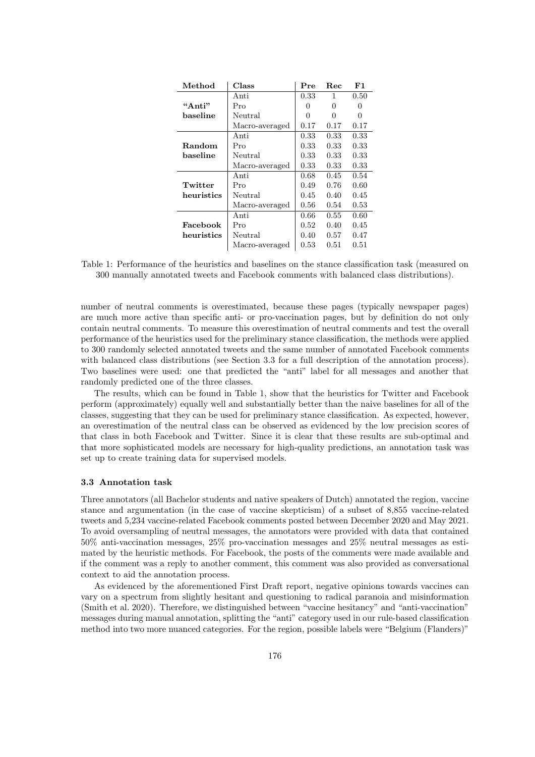| Method | Class | Pre | Rec | F1 |
|---|---|---|---|---|
| **"Anti" baseline** | Anti | 0.33 | 1 | 0.50 |
| | Pro | 0 | 0 | 0 |
| | Neutral | 0 | 0 | 0 |
| | Macro-averaged | 0.17 | 0.17 | 0.17 |
| **Random baseline** | Anti | 0.33 | 0.33 | 0.33 |
| | Pro | 0.33 | 0.33 | 0.33 |
| | Neutral | 0.33 | 0.33 | 0.33 |
| | Macro-averaged | 0.33 | 0.33 | 0.33 |
| **Twitter heuristics** | Anti | 0.68 | 0.45 | 0.54 |
| | Pro | 0.49 | 0.76 | 0.60 |
| | Neutral | 0.45 | 0.40 | 0.45 |
| | Macro-averaged | 0.56 | 0.54 | 0.53 |
| **Facebook heuristics** | Anti | 0.66 | 0.55 | 0.60 |
| | Pro | 0.52 | 0.40 | 0.45 |
| | Neutral | 0.40 | 0.57 | 0.47 |
| | Macro-averaged | 0.53 | 0.51 | 0.51 |

Table 1: Performance of the heuristics and baselines on the stance classification task (measured on 300 manually annotated tweets and Facebook comments with balanced class distributions).

number of neutral comments is overestimated, because these pages (typically newspaper pages) are much more active than specific anti- or pro-vaccination pages, but by definition do not only contain neutral comments. To measure this overestimation of neutral comments and test the overall performance of the heuristics used for the preliminary stance classification, the methods were applied to 300 randomly selected annotated tweets and the same number of annotated Facebook comments with balanced class distributions (see Section 3.3 for a full description of the annotation process). Two baselines were used: one that predicted the "anti" label for all messages and another that randomly predicted one of the three classes.

The results, which can be found in Table 1, show that the heuristics for Twitter and Facebook perform (approximately) equally well and substantially better than the naive baselines for all of the classes, suggesting that they can be used for preliminary stance classification. As expected, however, an overestimation of the neutral class can be observed as evidenced by the low precision scores of that class in both Facebook and Twitter. Since it is clear that these results are sub-optimal and that more sophisticated models are necessary for high-quality predictions, an annotation task was set up to create training data for supervised models.

### 3.3 Annotation task

Three annotators (all Bachelor students and native speakers of Dutch) annotated the region, vaccine stance and argumentation (in the case of vaccine skepticism) of a subset of 8,855 vaccine-related tweets and 5,234 vaccine-related Facebook comments posted between December 2020 and May 2021. To avoid oversampling of neutral messages, the annotators were provided with data that contained 50% anti-vaccination messages, 25% pro-vaccination messages and 25% neutral messages as estimated by the heuristic methods. For Facebook, the posts of the comments were made available and if the comment was a reply to another comment, this comment was also provided as conversational context to aid the annotation process.

As evidenced by the aforementioned First Draft report, negative opinions towards vaccines can vary on a spectrum from slightly hesitant and questioning to radical paranoia and misinformation (Smith et al. 2020). Therefore, we distinguished between "vaccine hesitancy" and "anti-vaccination" messages during manual annotation, splitting the "anti" category used in our rule-based classification method into two more nuanced categories. For the region, possible labels were "Belgium (Flanders)"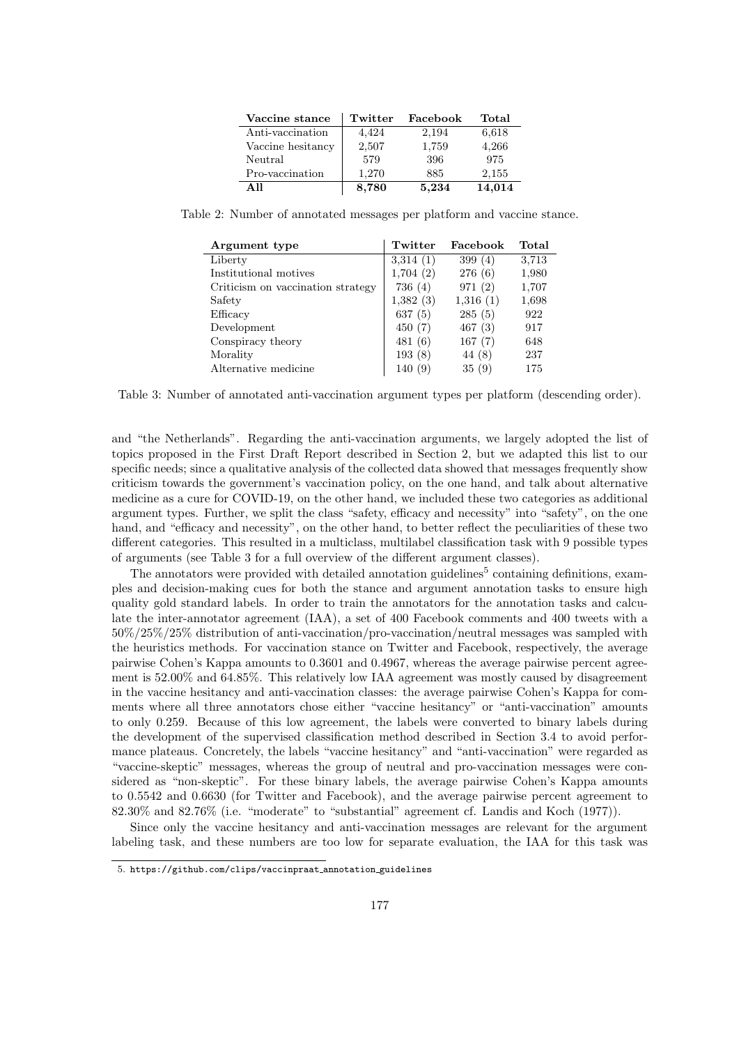| Vaccine stance | Twitter | Facebook | Total |
|---|---|---|---|
| Anti-vaccination | 4,424 | 2,194 | 6,618 |
| Vaccine hesitancy | 2,507 | 1,759 | 4,266 |
| Neutral | 579 | 396 | 975 |
| Pro-vaccination | 1,270 | 885 | 2,155 |
| **All** | **8,780** | **5,234** | **14,014** |

Table 2: Number of annotated messages per platform and vaccine stance.

| Argument type | Twitter | Facebook | Total |
|---|---|---|---|
| Liberty | 3,314 (1) | 399 (4) | 3,713 |
| Institutional motives | 1,704 (2) | 276 (6) | 1,980 |
| Criticism on vaccination strategy | 736 (4) | 971 (2) | 1,707 |
| Safety | 1,382 (3) | 1,316 (1) | 1,698 |
| Efficacy | 637 (5) | 285 (5) | 922 |
| Development | 450 (7) | 467 (3) | 917 |
| Conspiracy theory | 481 (6) | 167 (7) | 648 |
| Morality | 193 (8) | 44 (8) | 237 |
| Alternative medicine | 140 (9) | 35 (9) | 175 |

Table 3: Number of annotated anti-vaccination argument types per platform (descending order).

and "the Netherlands". Regarding the anti-vaccination arguments, we largely adopted the list of topics proposed in the First Draft Report described in Section 2, but we adapted this list to our specific needs; since a qualitative analysis of the collected data showed that messages frequently show criticism towards the government's vaccination policy, on the one hand, and talk about alternative medicine as a cure for COVID-19, on the other hand, we included these two categories as additional argument types. Further, we split the class "safety, efficacy and necessity" into "safety", on the one hand, and "efficacy and necessity", on the other hand, to better reflect the peculiarities of these two different categories. This resulted in a multiclass, multilabel classification task with 9 possible types of arguments (see Table 3 for a full overview of the different argument classes).

The annotators were provided with detailed annotation guidelines[5] containing definitions, examples and decision-making cues for both the stance and argument annotation tasks to ensure high quality gold standard labels. In order to train the annotators for the annotation tasks and calculate the inter-annotator agreement (IAA), a set of 400 Facebook comments and 400 tweets with a 50%/25%/25% distribution of anti-vaccination/pro-vaccination/neutral messages was sampled with the heuristics methods. For vaccination stance on Twitter and Facebook, respectively, the average pairwise Cohen's Kappa amounts to 0.3601 and 0.4967, whereas the average pairwise percent agreement is 52.00% and 64.85%. This relatively low IAA agreement was mostly caused by disagreement in the vaccine hesitancy and anti-vaccination classes: the average pairwise Cohen's Kappa for comments where all three annotators chose either "vaccine hesitancy" or "anti-vaccination" amounts to only 0.259. Because of this low agreement, the labels were converted to binary labels during the development of the supervised classification method described in Section 3.4 to avoid performance plateaus. Concretely, the labels "vaccine hesitancy" and "anti-vaccination" were regarded as "vaccine-skeptic" messages, whereas the group of neutral and pro-vaccination messages were considered as "non-skeptic". For these binary labels, the average pairwise Cohen's Kappa amounts to 0.5542 and 0.6630 (for Twitter and Facebook), and the average pairwise percent agreement to 82.30% and 82.76% (i.e. "moderate" to "substantial" agreement cf. Landis and Koch (1977)).

Since only the vaccine hesitancy and anti-vaccination messages are relevant for the argument labeling task, and these numbers are too low for separate evaluation, the IAA for this task was

5. https://github.com/clips/vaccinpraat_annotation_guidelines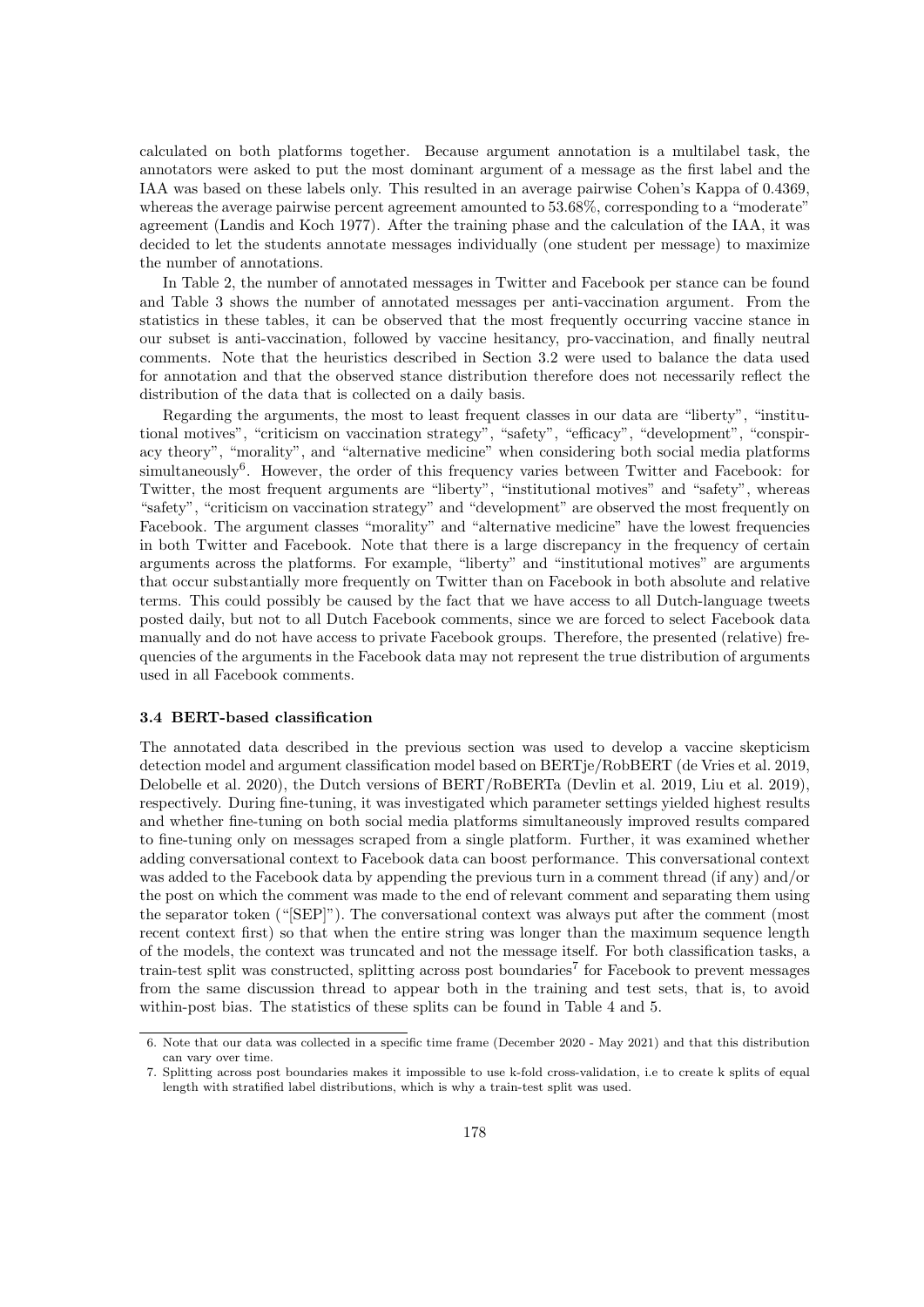calculated on both platforms together. Because argument annotation is a multilabel task, the annotators were asked to put the most dominant argument of a message as the first label and the IAA was based on these labels only. This resulted in an average pairwise Cohen's Kappa of 0.4369, whereas the average pairwise percent agreement amounted to 53.68%, corresponding to a "moderate" agreement (Landis and Koch 1977). After the training phase and the calculation of the IAA, it was decided to let the students annotate messages individually (one student per message) to maximize the number of annotations.

In Table 2, the number of annotated messages in Twitter and Facebook per stance can be found and Table 3 shows the number of annotated messages per anti-vaccination argument. From the statistics in these tables, it can be observed that the most frequently occurring vaccine stance in our subset is anti-vaccination, followed by vaccine hesitancy, pro-vaccination, and finally neutral comments. Note that the heuristics described in Section 3.2 were used to balance the data used for annotation and that the observed stance distribution therefore does not necessarily reflect the distribution of the data that is collected on a daily basis.

Regarding the arguments, the most to least frequent classes in our data are "liberty", "institutional motives", "criticism on vaccination strategy", "safety", "efficacy", "development", "conspiracy theory", "morality", and "alternative medicine" when considering both social media platforms simultaneously[6]. However, the order of this frequency varies between Twitter and Facebook: for Twitter, the most frequent arguments are "liberty", "institutional motives" and "safety", whereas "safety", "criticism on vaccination strategy" and "development" are observed the most frequently on Facebook. The argument classes "morality" and "alternative medicine" have the lowest frequencies in both Twitter and Facebook. Note that there is a large discrepancy in the frequency of certain arguments across the platforms. For example, "liberty" and "institutional motives" are arguments that occur substantially more frequently on Twitter than on Facebook in both absolute and relative terms. This could possibly be caused by the fact that we have access to all Dutch-language tweets posted daily, but not to all Dutch Facebook comments, since we are forced to select Facebook data manually and do not have access to private Facebook groups. Therefore, the presented (relative) frequencies of the arguments in the Facebook data may not represent the true distribution of arguments used in all Facebook comments.

### 3.4 BERT-based classification

The annotated data described in the previous section was used to develop a vaccine skepticism detection model and argument classification model based on BERTje/RobBERT (de Vries et al. 2019, Delobelle et al. 2020), the Dutch versions of BERT/RoBERTa (Devlin et al. 2019, Liu et al. 2019), respectively. During fine-tuning, it was investigated which parameter settings yielded highest results and whether fine-tuning on both social media platforms simultaneously improved results compared to fine-tuning only on messages scraped from a single platform. Further, it was examined whether adding conversational context to Facebook data can boost performance. This conversational context was added to the Facebook data by appending the previous turn in a comment thread (if any) and/or the post on which the comment was made to the end of relevant comment and separating them using the separator token ("[SEP]"). The conversational context was always put after the comment (most recent context first) so that when the entire string was longer than the maximum sequence length of the models, the context was truncated and not the message itself. For both classification tasks, a train-test split was constructed, splitting across post boundaries[7] for Facebook to prevent messages from the same discussion thread to appear both in the training and test sets, that is, to avoid within-post bias. The statistics of these splits can be found in Table 4 and 5.

6. Note that our data was collected in a specific time frame (December 2020 - May 2021) and that this distribution can vary over time.

7. Splitting across post boundaries makes it impossible to use k-fold cross-validation, i.e to create k splits of equal length with stratified label distributions, which is why a train-test split was used.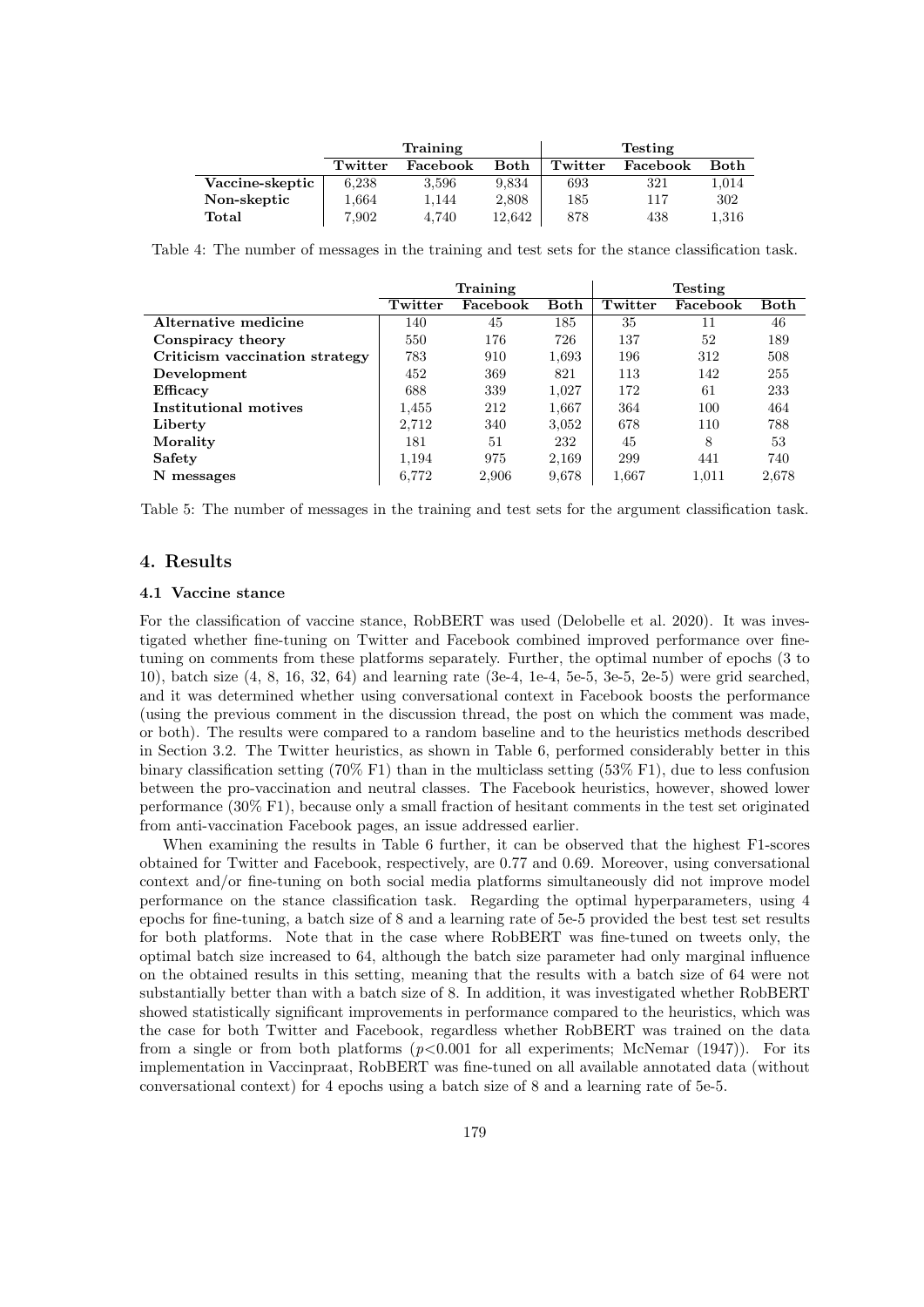| | Training | | | Testing | | |
|---|---|---|---|---|---|---|
| | **Twitter** | **Facebook** | **Both** | **Twitter** | **Facebook** | **Both** |
| **Vaccine-skeptic** | 6,238 | 3,596 | 9,834 | 693 | 321 | 1,014 |
| **Non-skeptic** | 1,664 | 1,144 | 2,808 | 185 | 117 | 302 |
| **Total** | 7,902 | 4,740 | 12,642 | 878 | 438 | 1,316 |

Table 4: The number of messages in the training and test sets for the stance classification task.

| | Training | | | Testing | | |
|---|---|---|---|---|---|---|
| | **Twitter** | **Facebook** | **Both** | **Twitter** | **Facebook** | **Both** |
| **Alternative medicine** | 140 | 45 | 185 | 35 | 11 | 46 |
| **Conspiracy theory** | 550 | 176 | 726 | 137 | 52 | 189 |
| **Criticism vaccination strategy** | 783 | 910 | 1,693 | 196 | 312 | 508 |
| **Development** | 452 | 369 | 821 | 113 | 142 | 255 |
| **Efficacy** | 688 | 339 | 1,027 | 172 | 61 | 233 |
| **Institutional motives** | 1,455 | 212 | 1,667 | 364 | 100 | 464 |
| **Liberty** | 2,712 | 340 | 3,052 | 678 | 110 | 788 |
| **Morality** | 181 | 51 | 232 | 45 | 8 | 53 |
| **Safety** | 1,194 | 975 | 2,169 | 299 | 441 | 740 |
| **N messages** | 6,772 | 2,906 | 9,678 | 1,667 | 1,011 | 2,678 |

Table 5: The number of messages in the training and test sets for the argument classification task.

## 4. Results

### 4.1 Vaccine stance

For the classification of vaccine stance, RobBERT was used (Delobelle et al. 2020). It was investigated whether fine-tuning on Twitter and Facebook combined improved performance over fine-tuning on comments from these platforms separately. Further, the optimal number of epochs (3 to 10), batch size (4, 8, 16, 32, 64) and learning rate (3e-4, 1e-4, 5e-5, 3e-5, 2e-5) were grid searched, and it was determined whether using conversational context in Facebook boosts the performance (using the previous comment in the discussion thread, the post on which the comment was made, or both). The results were compared to a random baseline and to the heuristics methods described in Section 3.2. The Twitter heuristics, as shown in Table 6, performed considerably better in this binary classification setting (70% F1) than in the multiclass setting (53% F1), due to less confusion between the pro-vaccination and neutral classes. The Facebook heuristics, however, showed lower performance (30% F1), because only a small fraction of hesitant comments in the test set originated from anti-vaccination Facebook pages, an issue addressed earlier.

When examining the results in Table 6 further, it can be observed that the highest F1-scores obtained for Twitter and Facebook, respectively, are 0.77 and 0.69. Moreover, using conversational context and/or fine-tuning on both social media platforms simultaneously did not improve model performance on the stance classification task. Regarding the optimal hyperparameters, using 4 epochs for fine-tuning, a batch size of 8 and a learning rate of 5e-5 provided the best test set results for both platforms. Note that in the case where RobBERT was fine-tuned on tweets only, the optimal batch size increased to 64, although the batch size parameter had only marginal influence on the obtained results in this setting, meaning that the results with a batch size of 64 were not substantially better than with a batch size of 8. In addition, it was investigated whether RobBERT showed statistically significant improvements in performance compared to the heuristics, which was the case for both Twitter and Facebook, regardless whether RobBERT was trained on the data from a single or from both platforms ($p<0.001$ for all experiments; McNemar (1947)). For its implementation in Vaccinpraat, RobBERT was fine-tuned on all available annotated data (without conversational context) for 4 epochs using a batch size of 8 and a learning rate of 5e-5.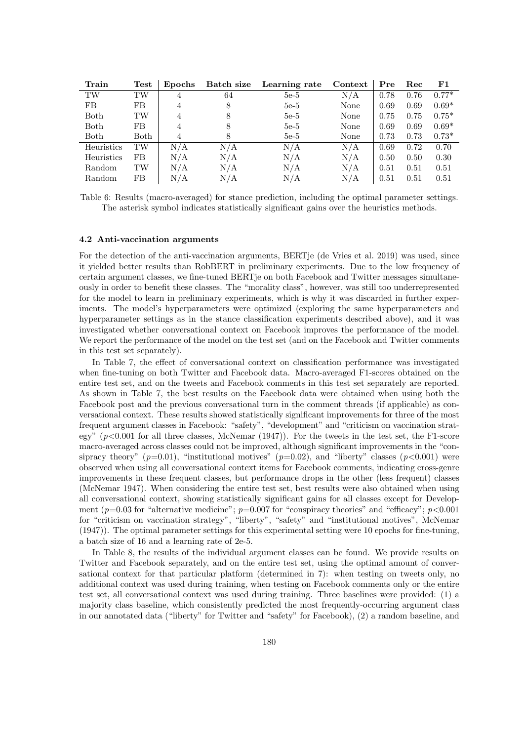| Train | Test | Epochs | Batch size | Learning rate | Context | Pre | Rec | F1 |
|---|---|---|---|---|---|---|---|---|
| TW | TW | 4 | 64 | 5e-5 | N/A | 0.78 | 0.76 | 0.77* |
| FB | FB | 4 | 8 | 5e-5 | None | 0.69 | 0.69 | 0.69* |
| Both | TW | 4 | 8 | 5e-5 | None | 0.75 | 0.75 | 0.75* |
| Both | FB | 4 | 8 | 5e-5 | None | 0.69 | 0.69 | 0.69* |
| Both | Both | 4 | 8 | 5e-5 | None | 0.73 | 0.73 | 0.73* |
| Heuristics | TW | N/A | N/A | N/A | N/A | 0.69 | 0.72 | 0.70 |
| Heuristics | FB | N/A | N/A | N/A | N/A | 0.50 | 0.50 | 0.30 |
| Random | TW | N/A | N/A | N/A | N/A | 0.51 | 0.51 | 0.51 |
| Random | FB | N/A | N/A | N/A | N/A | 0.51 | 0.51 | 0.51 |

Table 6: Results (macro-averaged) for stance prediction, including the optimal parameter settings. The asterisk symbol indicates statistically significant gains over the heuristics methods.

### 4.2 Anti-vaccination arguments

For the detection of the anti-vaccination arguments, BERTje (de Vries et al. 2019) was used, since it yielded better results than RobBERT in preliminary experiments. Due to the low frequency of certain argument classes, we fine-tuned BERTje on both Facebook and Twitter messages simultaneously in order to benefit these classes. The "morality class", however, was still too underrepresented for the model to learn in preliminary experiments, which is why it was discarded in further experiments. The model's hyperparameters were optimized (exploring the same hyperparameters and hyperparameter settings as in the stance classification experiments described above), and it was investigated whether conversational context on Facebook improves the performance of the model. We report the performance of the model on the test set (and on the Facebook and Twitter comments in this test set separately).

In Table 7, the effect of conversational context on classification performance was investigated when fine-tuning on both Twitter and Facebook data. Macro-averaged F1-scores obtained on the entire test set, and on the tweets and Facebook comments in this test set separately are reported. As shown in Table 7, the best results on the Facebook data were obtained when using both the Facebook post and the previous conversational turn in the comment threads (if applicable) as conversational context. These results showed statistically significant improvements for three of the most frequent argument classes in Facebook: "safety", "development" and "criticism on vaccination strategy" ($p<0.001$ for all three classes, McNemar (1947)). For the tweets in the test set, the F1-score macro-averaged across classes could not be improved, although significant improvements in the "consipracy theory" ($p=0.01$), "institutional motives" ($p=0.02$), and "liberty" classes ($p<0.001$) were observed when using all conversational context items for Facebook comments, indicating cross-genre improvements in these frequent classes, but performance drops in the other (less frequent) classes (McNemar 1947). When considering the entire test set, best results were also obtained when using all conversational context, showing statistically significant gains for all classes except for Development ($p=0.03$ for "alternative medicine"; $p=0.007$ for "conspiracy theories" and "efficacy"; $p<0.001$ for "criticism on vaccination strategy", "liberty", "safety" and "institutional motives", McNemar (1947)). The optimal parameter settings for this experimental setting were 10 epochs for fine-tuning, a batch size of 16 and a learning rate of 2e-5.

In Table 8, the results of the individual argument classes can be found. We provide results on Twitter and Facebook separately, and on the entire test set, using the optimal amount of conversational context for that particular platform (determined in 7): when testing on tweets only, no additional context was used during training, when testing on Facebook comments only or the entire test set, all conversational context was used during training. Three baselines were provided: (1) a majority class baseline, which consistently predicted the most frequently-occurring argument class in our annotated data ("liberty" for Twitter and "safety" for Facebook), (2) a random baseline, and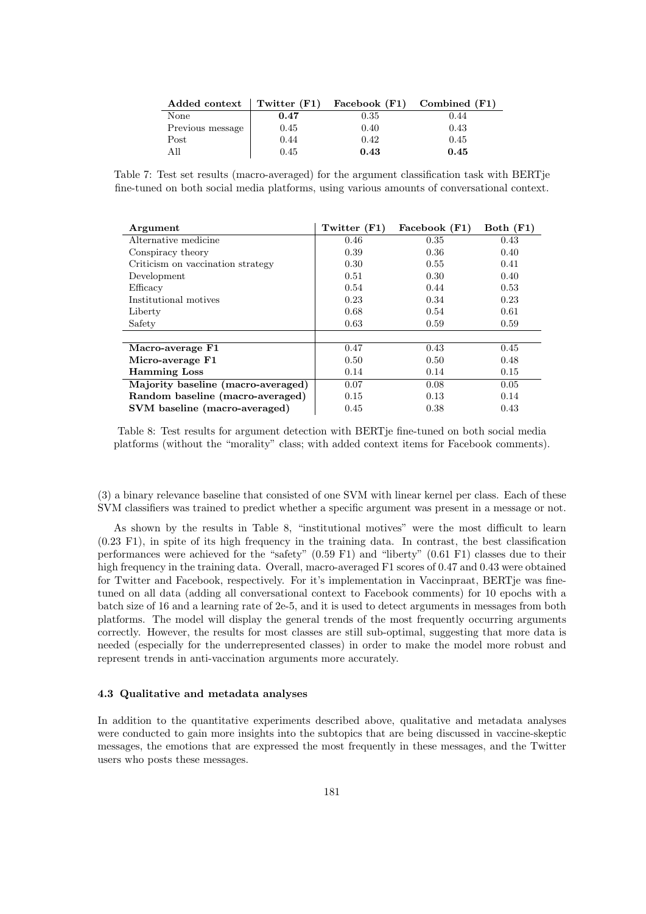| Added context | Twitter (F1) | Facebook (F1) | Combined (F1) |
|---|---|---|---|
| None | **0.47** | 0.35 | 0.44 |
| Previous message | 0.45 | 0.40 | 0.43 |
| Post | 0.44 | 0.42 | 0.45 |
| All | 0.45 | **0.43** | **0.45** |

Table 7: Test set results (macro-averaged) for the argument classification task with BERTje fine-tuned on both social media platforms, using various amounts of conversational context.

| Argument | Twitter (F1) | Facebook (F1) | Both (F1) |
|---|---|---|---|
| Alternative medicine | 0.46 | 0.35 | 0.43 |
| Conspiracy theory | 0.39 | 0.36 | 0.40 |
| Criticism on vaccination strategy | 0.30 | 0.55 | 0.41 |
| Development | 0.51 | 0.30 | 0.40 |
| Efficacy | 0.54 | 0.44 | 0.53 |
| Institutional motives | 0.23 | 0.34 | 0.23 |
| Liberty | 0.68 | 0.54 | 0.61 |
| Safety | 0.63 | 0.59 | 0.59 |
| | | | |
| **Macro-average F1** | 0.47 | 0.43 | 0.45 |
| **Micro-average F1** | 0.50 | 0.50 | 0.48 |
| **Hamming Loss** | 0.14 | 0.14 | 0.15 |
| **Majority baseline (macro-averaged)** | 0.07 | 0.08 | 0.05 |
| **Random baseline (macro-averaged)** | 0.15 | 0.13 | 0.14 |
| **SVM baseline (macro-averaged)** | 0.45 | 0.38 | 0.43 |

Table 8: Test results for argument detection with BERTje fine-tuned on both social media platforms (without the "morality" class; with added context items for Facebook comments).

(3) a binary relevance baseline that consisted of one SVM with linear kernel per class. Each of these SVM classifiers was trained to predict whether a specific argument was present in a message or not.

As shown by the results in Table 8, "institutional motives" were the most difficult to learn (0.23 F1), in spite of its high frequency in the training data. In contrast, the best classification performances were achieved for the "safety" (0.59 F1) and "liberty" (0.61 F1) classes due to their high frequency in the training data. Overall, macro-averaged F1 scores of 0.47 and 0.43 were obtained for Twitter and Facebook, respectively. For it's implementation in Vaccinpraat, BERTje was fine-tuned on all data (adding all conversational context to Facebook comments) for 10 epochs with a batch size of 16 and a learning rate of 2e-5, and it is used to detect arguments in messages from both platforms. The model will display the general trends of the most frequently occurring arguments correctly. However, the results for most classes are still sub-optimal, suggesting that more data is needed (especially for the underrepresented classes) in order to make the model more robust and represent trends in anti-vaccination arguments more accurately.

### 4.3 Qualitative and metadata analyses

In addition to the quantitative experiments described above, qualitative and metadata analyses were conducted to gain more insights into the subtopics that are being discussed in vaccine-skeptic messages, the emotions that are expressed the most frequently in these messages, and the Twitter users who posts these messages.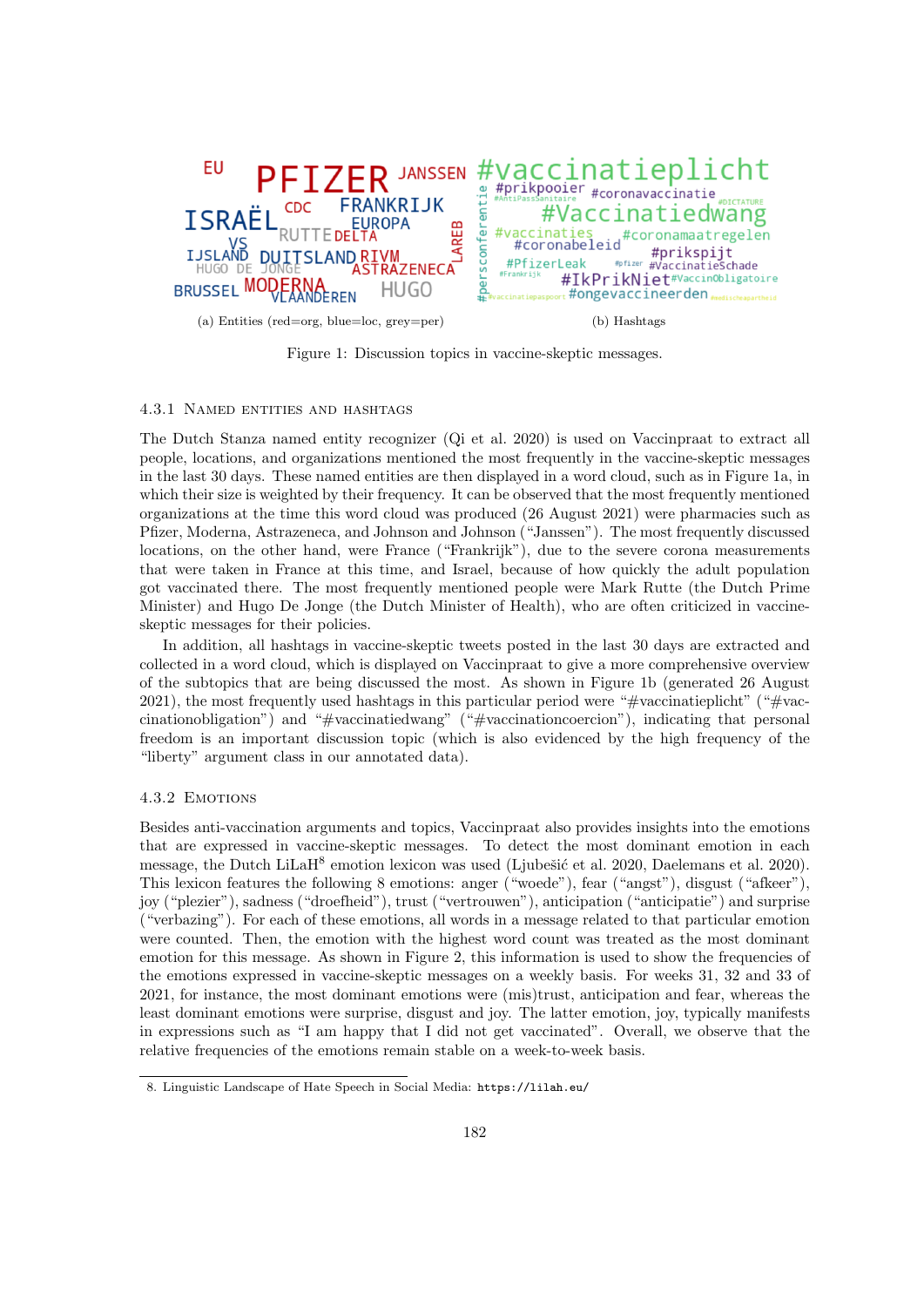(a) Entities (red=org, blue=loc, grey=per)

(b) Hashtags

Figure 1: Discussion topics in vaccine-skeptic messages.

#### 4.3.1 Named entities and hashtags

The Dutch Stanza named entity recognizer (Qi et al. 2020) is used on Vaccinpraat to extract all people, locations, and organizations mentioned the most frequently in the vaccine-skeptic messages in the last 30 days. These named entities are then displayed in a word cloud, such as in Figure 1a, in which their size is weighted by their frequency. It can be observed that the most frequently mentioned organizations at the time this word cloud was produced (26 August 2021) were pharmacies such as Pfizer, Moderna, Astrazeneca, and Johnson and Johnson ("Janssen"). The most frequently discussed locations, on the other hand, were France ("Frankrijk"), due to the severe corona measurements that were taken in France at this time, and Israel, because of how quickly the adult population got vaccinated there. The most frequently mentioned people were Mark Rutte (the Dutch Prime Minister) and Hugo De Jonge (the Dutch Minister of Health), who are often criticized in vaccine-skeptic messages for their policies.

In addition, all hashtags in vaccine-skeptic tweets posted in the last 30 days are extracted and collected in a word cloud, which is displayed on Vaccinpraat to give a more comprehensive overview of the subtopics that are being discussed the most. As shown in Figure 1b (generated 26 August 2021), the most frequently used hashtags in this particular period were "#vaccinatieplicht" ("#vaccinationobligation") and "#vaccinatiedwang" ("#vaccinationcoercion"), indicating that personal freedom is an important discussion topic (which is also evidenced by the high frequency of the "liberty" argument class in our annotated data).

#### 4.3.2 Emotions

Besides anti-vaccination arguments and topics, Vaccinpraat also provides insights into the emotions that are expressed in vaccine-skeptic messages. To detect the most dominant emotion in each message, the Dutch LiLaH[8] emotion lexicon was used (Ljubešić et al. 2020, Daelemans et al. 2020). This lexicon features the following 8 emotions: anger ("woede"), fear ("angst"), disgust ("afkeer"), joy ("plezier"), sadness ("droefheid"), trust ("vertrouwen"), anticipation ("anticipatie") and surprise ("verbazing"). For each of these emotions, all words in a message related to that particular emotion were counted. Then, the emotion with the highest word count was treated as the most dominant emotion for this message. As shown in Figure 2, this information is used to show the frequencies of the emotions expressed in vaccine-skeptic messages on a weekly basis. For weeks 31, 32 and 33 of 2021, for instance, the most dominant emotions were (mis)trust, anticipation and fear, whereas the least dominant emotions were surprise, disgust and joy. The latter emotion, joy, typically manifests in expressions such as "I am happy that I did not get vaccinated". Overall, we observe that the relative frequencies of the emotions remain stable on a week-to-week basis.

8. Linguistic Landscape of Hate Speech in Social Media: `https://lilah.eu/`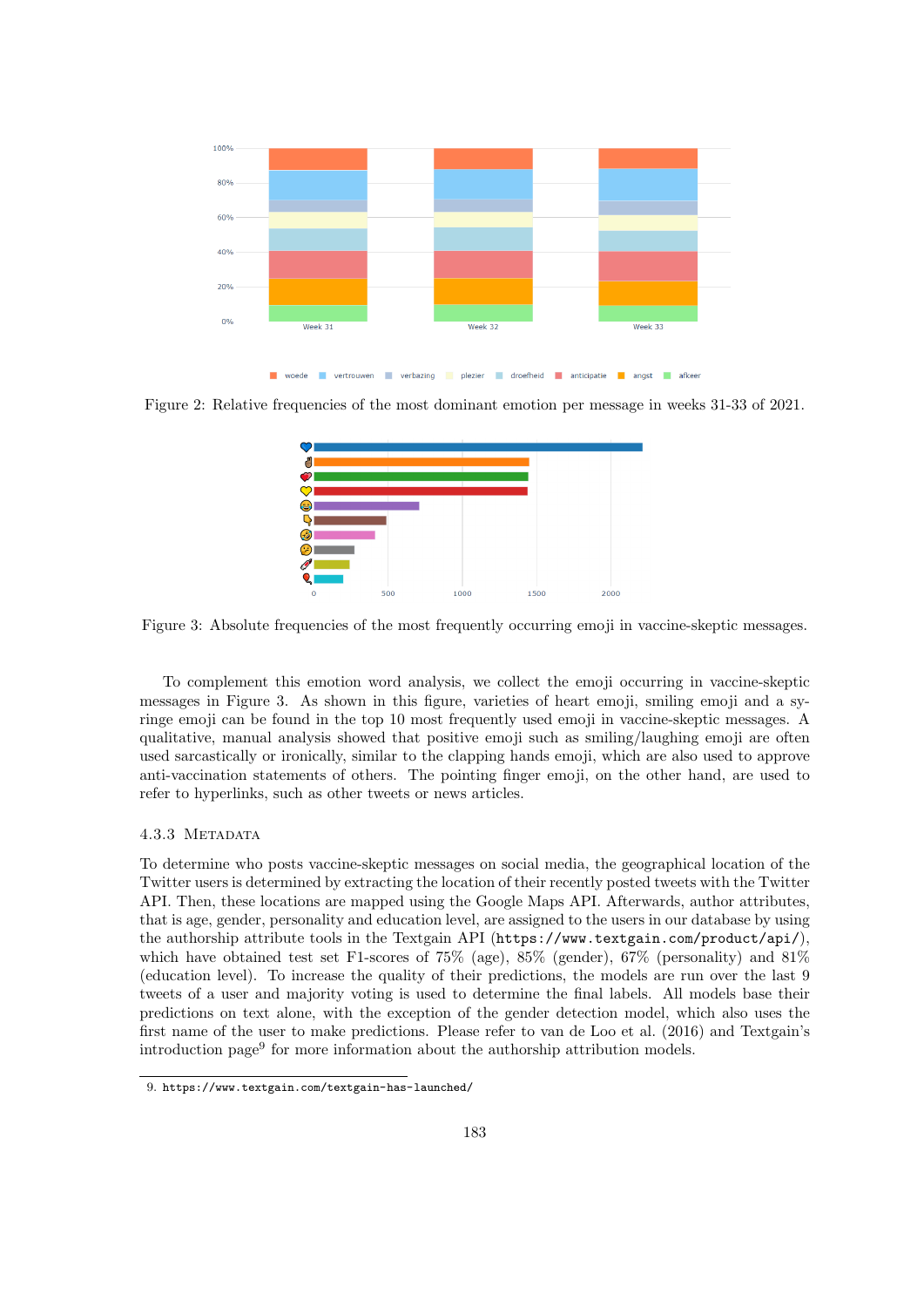Figure 2: Relative frequencies of the most dominant emotion per message in weeks 31-33 of 2021.

Figure 3: Absolute frequencies of the most frequently occurring emoji in vaccine-skeptic messages.

To complement this emotion word analysis, we collect the emoji occurring in vaccine-skeptic messages in Figure 3. As shown in this figure, varieties of heart emoji, smiling emoji and a syringe emoji can be found in the top 10 most frequently used emoji in vaccine-skeptic messages. A qualitative, manual analysis showed that positive emoji such as smiling/laughing emoji are often used sarcastically or ironically, similar to the clapping hands emoji, which are also used to approve anti-vaccination statements of others. The pointing finger emoji, on the other hand, are used to refer to hyperlinks, such as other tweets or news articles.

### 4.3.3 Metadata

To determine who posts vaccine-skeptic messages on social media, the geographical location of the Twitter users is determined by extracting the location of their recently posted tweets with the Twitter API. Then, these locations are mapped using the Google Maps API. Afterwards, author attributes, that is age, gender, personality and education level, are assigned to the users in our database by using the authorship attribute tools in the Textgain API (`https://www.textgain.com/product/api/`), which have obtained test set F1-scores of 75% (age), 85% (gender), 67% (personality) and 81% (education level). To increase the quality of their predictions, the models are run over the last 9 tweets of a user and majority voting is used to determine the final labels. All models base their predictions on text alone, with the exception of the gender detection model, which also uses the first name of the user to make predictions. Please refer to van de Loo et al. (2016) and Textgain's introduction page[9] for more information about the authorship attribution models.

9. `https://www.textgain.com/textgain-has-launched/`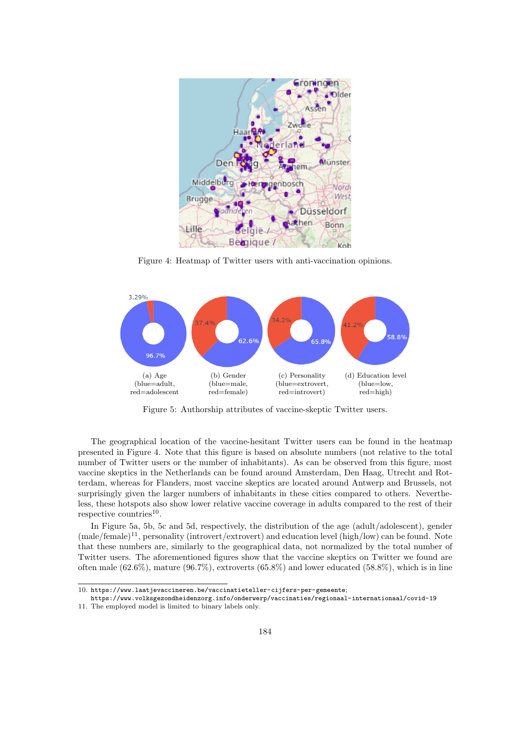Figure 4: Heatmap of Twitter users with anti-vaccination opinions.

(a) Age (blue=adult, red=adolescent)

(b) Gender (blue=male, red=female)

(c) Personality (blue=extrovert, red=introvert)

(d) Education level (blue=low, red=high)

Figure 5: Authorship attributes of vaccine-skeptic Twitter users.

The geographical location of the vaccine-hesitant Twitter users can be found in the heatmap presented in Figure 4. Note that this figure is based on absolute numbers (not relative to the total number of Twitter users or the number of inhabitants). As can be observed from this figure, most vaccine skeptics in the Netherlands can be found around Amsterdam, Den Haag, Utrecht and Rotterdam, whereas for Flanders, most vaccine skeptics are located around Antwerp and Brussels, not surprisingly given the larger numbers of inhabitants in these cities compared to others. Nevertheless, these hotspots also show lower relative vaccine coverage in adults compared to the rest of their respective countries[10].

In Figure 5a, 5b, 5c and 5d, respectively, the distribution of the age (adult/adolescent), gender (male/female)[11], personality (introvert/extrovert) and education level (high/low) can be found. Note that these numbers are, similarly to the geographical data, not normalized by the total number of Twitter users. The aforementioned figures show that the vaccine skeptics on Twitter we found are often male (62.6%), mature (96.7%), extroverts (65.8%) and lower educated (58.8%), which is in line

10. https://www.laatjevaccineren.be/vaccinatieteller-cijfers-per-gemeente; https://www.volksgezondheidenzorg.info/onderwerp/vaccinaties/regionaal-internationaal/covid-19

11. The employed model is limited to binary labels only.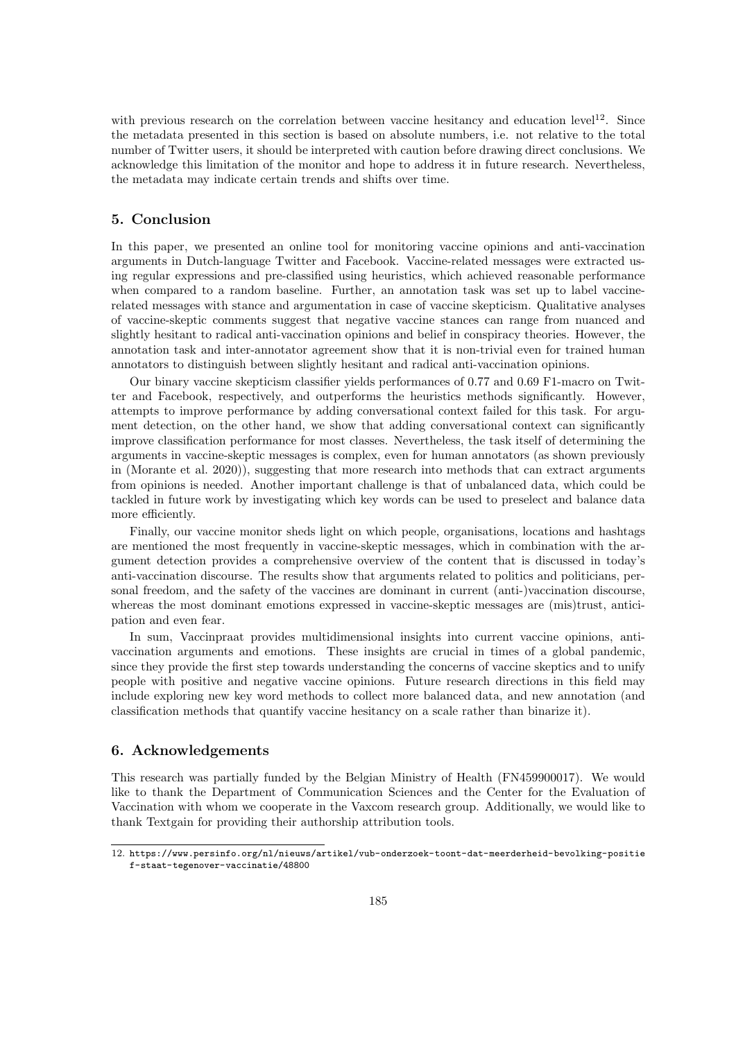with previous research on the correlation between vaccine hesitancy and education level[12]. Since the metadata presented in this section is based on absolute numbers, i.e. not relative to the total number of Twitter users, it should be interpreted with caution before drawing direct conclusions. We acknowledge this limitation of the monitor and hope to address it in future research. Nevertheless, the metadata may indicate certain trends and shifts over time.

## 5. Conclusion

In this paper, we presented an online tool for monitoring vaccine opinions and anti-vaccination arguments in Dutch-language Twitter and Facebook. Vaccine-related messages were extracted using regular expressions and pre-classified using heuristics, which achieved reasonable performance when compared to a random baseline. Further, an annotation task was set up to label vaccine-related messages with stance and argumentation in case of vaccine skepticism. Qualitative analyses of vaccine-skeptic comments suggest that negative vaccine stances can range from nuanced and slightly hesitant to radical anti-vaccination opinions and belief in conspiracy theories. However, the annotation task and inter-annotator agreement show that it is non-trivial even for trained human annotators to distinguish between slightly hesitant and radical anti-vaccination opinions.

Our binary vaccine skepticism classifier yields performances of 0.77 and 0.69 F1-macro on Twitter and Facebook, respectively, and outperforms the heuristics methods significantly. However, attempts to improve performance by adding conversational context failed for this task. For argument detection, on the other hand, we show that adding conversational context can significantly improve classification performance for most classes. Nevertheless, the task itself of determining the arguments in vaccine-skeptic messages is complex, even for human annotators (as shown previously in (Morante et al. 2020)), suggesting that more research into methods that can extract arguments from opinions is needed. Another important challenge is that of unbalanced data, which could be tackled in future work by investigating which key words can be used to preselect and balance data more efficiently.

Finally, our vaccine monitor sheds light on which people, organisations, locations and hashtags are mentioned the most frequently in vaccine-skeptic messages, which in combination with the argument detection provides a comprehensive overview of the content that is discussed in today's anti-vaccination discourse. The results show that arguments related to politics and politicians, personal freedom, and the safety of the vaccines are dominant in current (anti-)vaccination discourse, whereas the most dominant emotions expressed in vaccine-skeptic messages are (mis)trust, anticipation and even fear.

In sum, Vaccinpraat provides multidimensional insights into current vaccine opinions, anti-vaccination arguments and emotions. These insights are crucial in times of a global pandemic, since they provide the first step towards understanding the concerns of vaccine skeptics and to unify people with positive and negative vaccine opinions. Future research directions in this field may include exploring new key word methods to collect more balanced data, and new annotation (and classification methods that quantify vaccine hesitancy on a scale rather than binarize it).

## 6. Acknowledgements

This research was partially funded by the Belgian Ministry of Health (FN459900017). We would like to thank the Department of Communication Sciences and the Center for the Evaluation of Vaccination with whom we cooperate in the Vaxcom research group. Additionally, we would like to thank Textgain for providing their authorship attribution tools.

---

12. https://www.persinfo.org/nl/nieuws/artikel/vub-onderzoek-toont-dat-meerderheid-bevolking-positief-staat-tegenover-vaccinatie/48800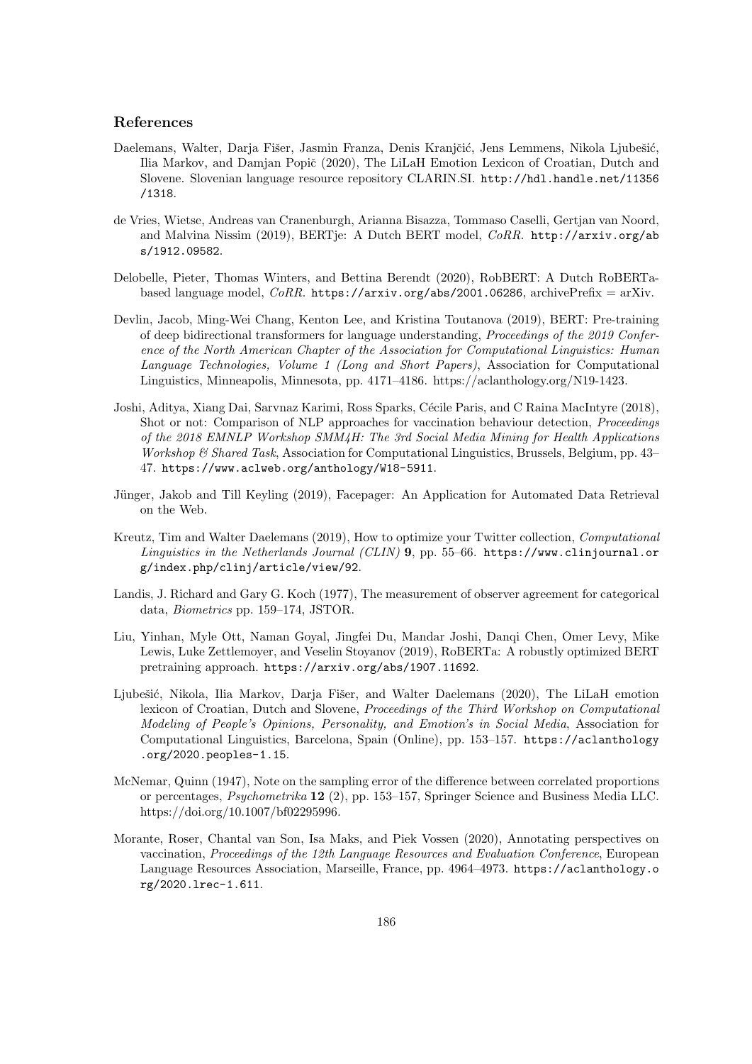## References

Daelemans, Walter, Darja Fišer, Jasmin Franza, Denis Kranjčić, Jens Lemmens, Nikola Ljubešić, Ilia Markov, and Damjan Popič (2020), The LiLaH Emotion Lexicon of Croatian, Dutch and Slovene. Slovenian language resource repository CLARIN.SI. http://hdl.handle.net/11356/1318.

de Vries, Wietse, Andreas van Cranenburgh, Arianna Bisazza, Tommaso Caselli, Gertjan van Noord, and Malvina Nissim (2019), BERTje: A Dutch BERT model, *CoRR*. http://arxiv.org/abs/1912.09582.

Delobelle, Pieter, Thomas Winters, and Bettina Berendt (2020), RobBERT: A Dutch RoBERTa-based language model, *CoRR*. https://arxiv.org/abs/2001.06286, archivePrefix = arXiv.

Devlin, Jacob, Ming-Wei Chang, Kenton Lee, and Kristina Toutanova (2019), BERT: Pre-training of deep bidirectional transformers for language understanding, *Proceedings of the 2019 Conference of the North American Chapter of the Association for Computational Linguistics: Human Language Technologies, Volume 1 (Long and Short Papers)*, Association for Computational Linguistics, Minneapolis, Minnesota, pp. 4171–4186. https://aclanthology.org/N19-1423.

Joshi, Aditya, Xiang Dai, Sarvnaz Karimi, Ross Sparks, Cécile Paris, and C Raina MacIntyre (2018), Shot or not: Comparison of NLP approaches for vaccination behaviour detection, *Proceedings of the 2018 EMNLP Workshop SMM4H: The 3rd Social Media Mining for Health Applications Workshop & Shared Task*, Association for Computational Linguistics, Brussels, Belgium, pp. 43–47. https://www.aclweb.org/anthology/W18-5911.

Jünger, Jakob and Till Keyling (2019), Facepager: An Application for Automated Data Retrieval on the Web.

Kreutz, Tim and Walter Daelemans (2019), How to optimize your Twitter collection, *Computational Linguistics in the Netherlands Journal (CLIN)* **9**, pp. 55–66. https://www.clinjournal.org/index.php/clinj/article/view/92.

Landis, J. Richard and Gary G. Koch (1977), The measurement of observer agreement for categorical data, *Biometrics* pp. 159–174, JSTOR.

Liu, Yinhan, Myle Ott, Naman Goyal, Jingfei Du, Mandar Joshi, Danqi Chen, Omer Levy, Mike Lewis, Luke Zettlemoyer, and Veselin Stoyanov (2019), RoBERTa: A robustly optimized BERT pretraining approach. https://arxiv.org/abs/1907.11692.

Ljubešić, Nikola, Ilia Markov, Darja Fišer, and Walter Daelemans (2020), The LiLaH emotion lexicon of Croatian, Dutch and Slovene, *Proceedings of the Third Workshop on Computational Modeling of People's Opinions, Personality, and Emotion's in Social Media*, Association for Computational Linguistics, Barcelona, Spain (Online), pp. 153–157. https://aclanthology.org/2020.peoples-1.15.

McNemar, Quinn (1947), Note on the sampling error of the difference between correlated proportions or percentages, *Psychometrika* **12** (2), pp. 153–157, Springer Science and Business Media LLC. https://doi.org/10.1007/bf02295996.

Morante, Roser, Chantal van Son, Isa Maks, and Piek Vossen (2020), Annotating perspectives on vaccination, *Proceedings of the 12th Language Resources and Evaluation Conference*, European Language Resources Association, Marseille, France, pp. 4964–4973. https://aclanthology.org/2020.lrec-1.611.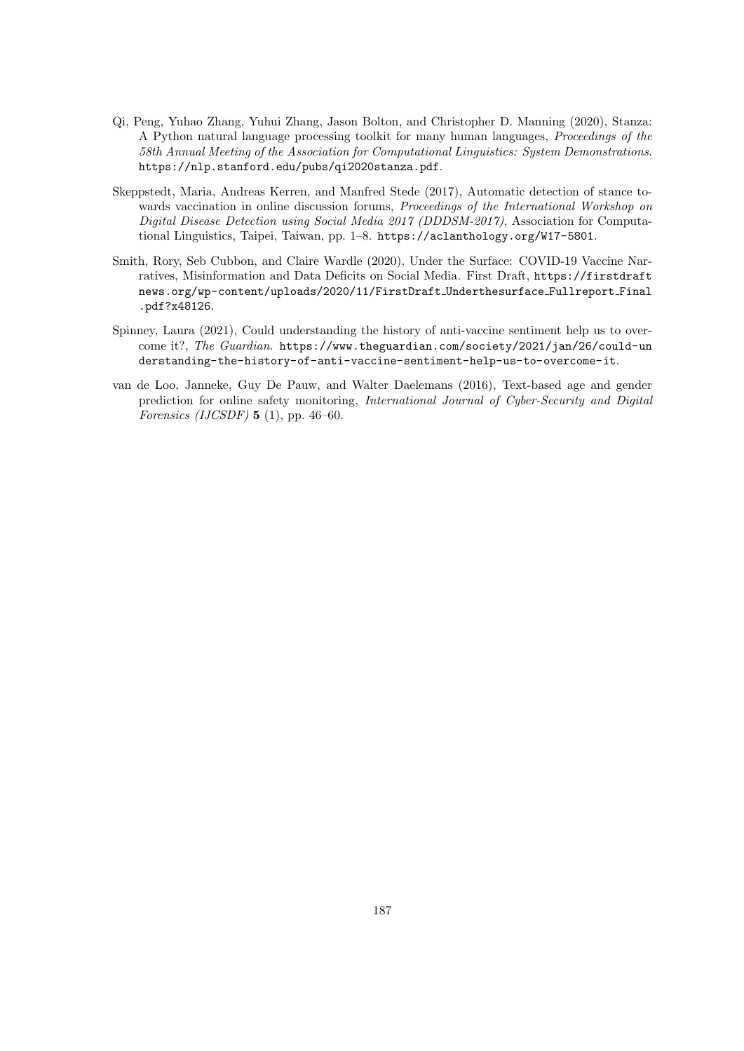Qi, Peng, Yuhao Zhang, Yuhui Zhang, Jason Bolton, and Christopher D. Manning (2020), Stanza: A Python natural language processing toolkit for many human languages, *Proceedings of the 58th Annual Meeting of the Association for Computational Linguistics: System Demonstrations*. `https://nlp.stanford.edu/pubs/qi2020stanza.pdf`.

Skeppstedt, Maria, Andreas Kerren, and Manfred Stede (2017), Automatic detection of stance towards vaccination in online discussion forums, *Proceedings of the International Workshop on Digital Disease Detection using Social Media 2017 (DDDSM-2017)*, Association for Computational Linguistics, Taipei, Taiwan, pp. 1–8. `https://aclanthology.org/W17-5801`.

Smith, Rory, Seb Cubbon, and Claire Wardle (2020), Under the Surface: COVID-19 Vaccine Narratives, Misinformation and Data Deficits on Social Media. First Draft, `https://firstdraftnews.org/wp-content/uploads/2020/11/FirstDraft_Underthesurface_Fullreport_Final.pdf?x48126`.

Spinney, Laura (2021), Could understanding the history of anti-vaccine sentiment help us to overcome it?, *The Guardian*. `https://www.theguardian.com/society/2021/jan/26/could-understanding-the-history-of-anti-vaccine-sentiment-help-us-to-overcome-it`.

van de Loo, Janneke, Guy De Pauw, and Walter Daelemans (2016), Text-based age and gender prediction for online safety monitoring, *International Journal of Cyber-Security and Digital Forensics (IJCSDF)* **5** (1), pp. 46–60.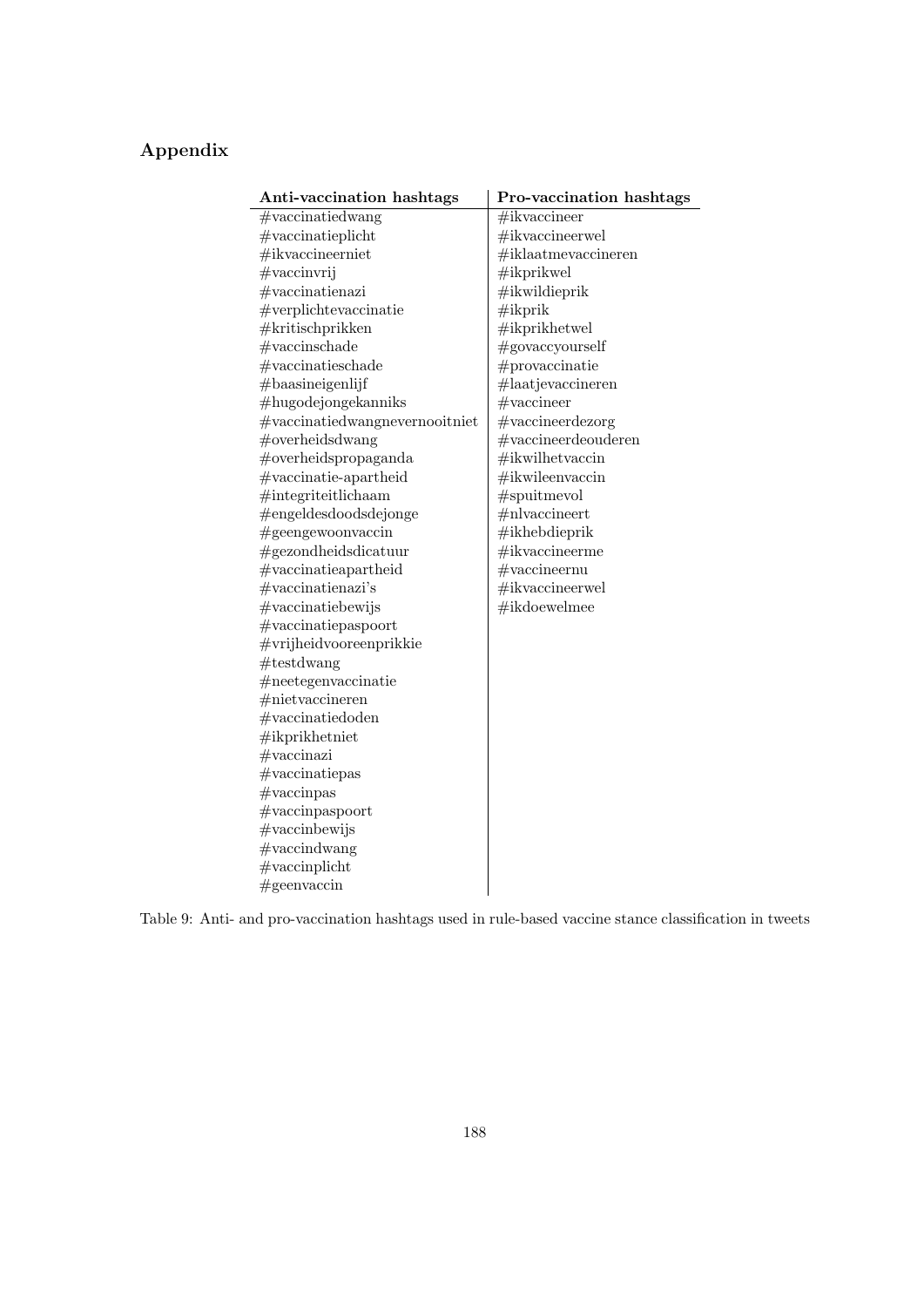## Appendix

| Anti-vaccination hashtags | Pro-vaccination hashtags |
|---|---|
| #vaccinatiedwang | #ikvaccineer |
| #vaccinatieplicht | #ikvaccineerwel |
| #ikvaccineerniet | #iklaatmevaccineren |
| #vaccinvrij | #ikprikwel |
| #vaccinatienazi | #ikwildieprik |
| #verplichtevaccinatie | #ikprik |
| #kritischprikken | #ikprikhetwel |
| #vaccinschade | #govaccyourself |
| #vaccinatieschade | #provaccinatie |
| #baasineigenlijf | #laatjevaccineren |
| #hugodejongekanniks | #vaccineer |
| #vaccinatiedwangnevernooitniet | #vaccineerdezorg |
| #overheidsdwang | #vaccineerdeouderen |
| #overheidspropaganda | #ikwilhetvaccin |
| #vaccinatie-apartheid | #ikwileenvaccin |
| #integriteitlichaam | #spuitmevol |
| #engeldesdoodsdejonge | #nlvaccineert |
| #geengewoonvaccin | #ikhebdieprik |
| #gezondheidsdicatuur | #ikvaccineerme |
| #vaccinatieapartheid | #vaccineernu |
| #vaccinatienazi's | #ikvaccineerwel |
| #vaccinatiebewijs | #ikdoewelmee |
| #vaccinatiepaspoort | |
| #vrijheidvooreenprikkie | |
| #testdwang | |
| #neetegenvaccinatie | |
| #nietvaccineren | |
| #vaccinatiedoden | |
| #ikprikhetniet | |
| #vaccinazi | |
| #vaccinatiepas | |
| #vaccinpas | |
| #vaccinpaspoort | |
| #vaccinbewijs | |
| #vaccindwang | |
| #vaccinplicht | |
| #geenvaccin | |

Table 9: Anti- and pro-vaccination hashtags used in rule-based vaccine stance classification in tweets